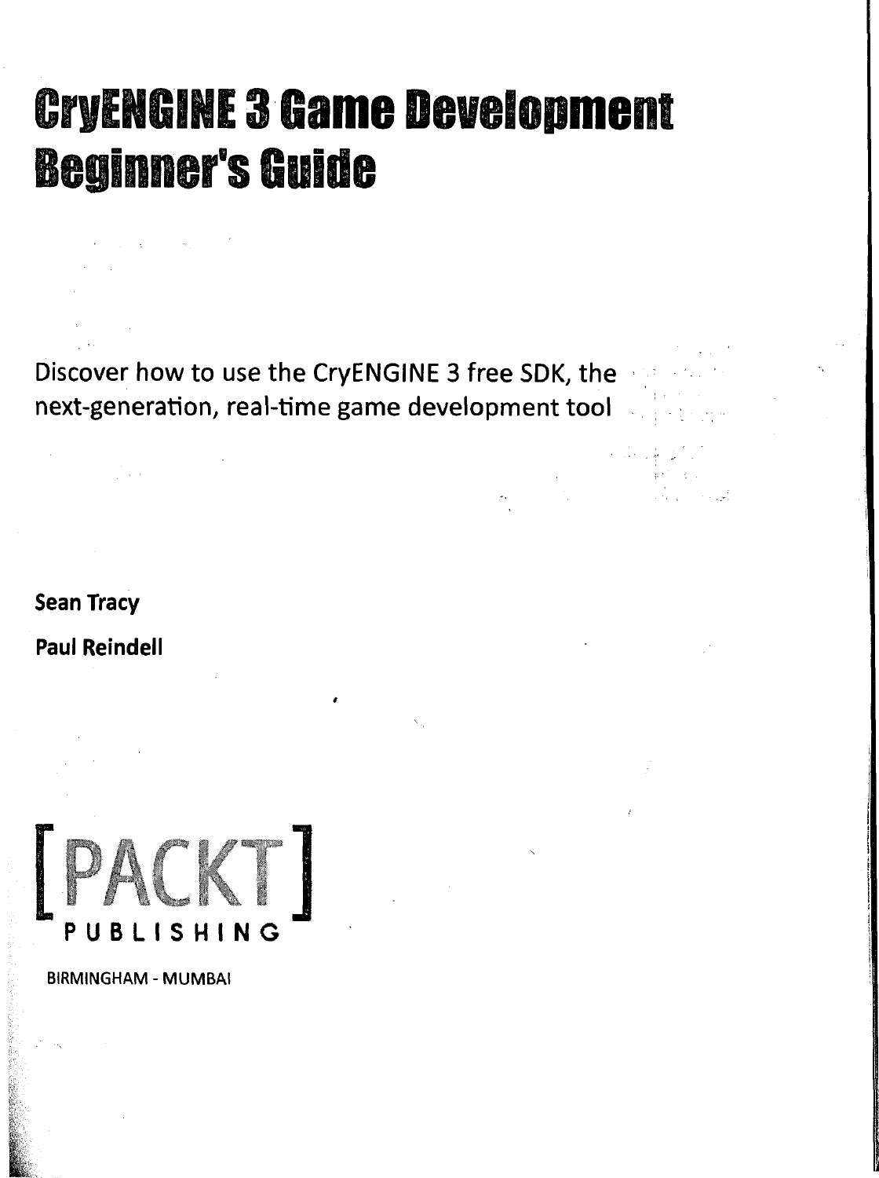# CryENGINE 3 Game Development Beginner's Guide

Discover how to use the CryENGINE 3 free SDK, the next-generation, real-time game development tool

**Sean Tracy**

**Paul Reindell**

[PACKT] PUBLISHING

BIRMINGHAM - MUMBAI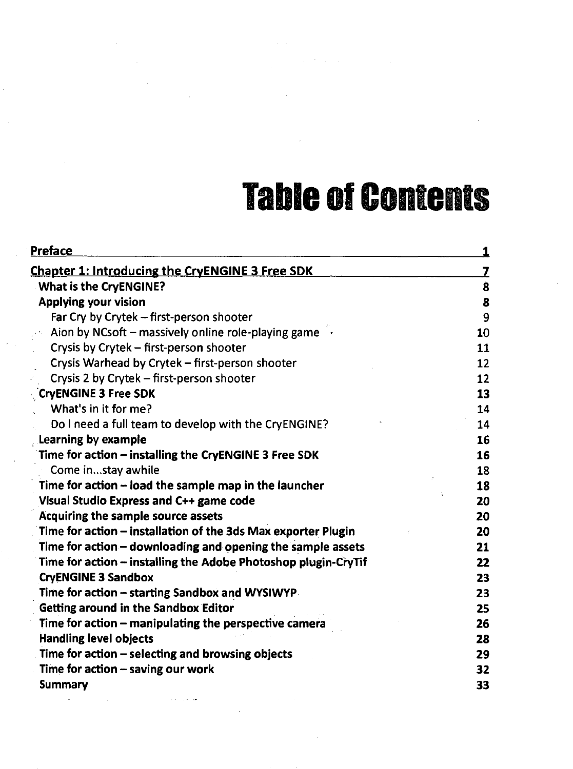# Table of Contents

| | |
|---|---|
| **Preface** | **1** |
| **Chapter 1: Introducing the CryENGINE 3 Free SDK** | **7** |
| **What is the CryENGINE?** | **8** |
| **Applying your vision** | **8** |
| Far Cry by Crytek – first-person shooter | 9 |
| Aion by NCsoft – massively online role-playing game | 10 |
| Crysis by Crytek – first-person shooter | 11 |
| Crysis Warhead by Crytek – first-person shooter | 12 |
| Crysis 2 by Crytek – first-person shooter | 12 |
| **CryENGINE 3 Free SDK** | **13** |
| What's in it for me? | 14 |
| Do I need a full team to develop with the CryENGINE? | 14 |
| **Learning by example** | **16** |
| **Time for action – installing the CryENGINE 3 Free SDK** | **16** |
| Come in...stay awhile | 18 |
| **Time for action – load the sample map in the launcher** | **18** |
| **Visual Studio Express and C++ game code** | **20** |
| **Acquiring the sample source assets** | **20** |
| **Time for action – installation of the 3ds Max exporter Plugin** | **20** |
| **Time for action – downloading and opening the sample assets** | **21** |
| **Time for action – installing the Adobe Photoshop plugin-CryTif** | **22** |
| **CryENGINE 3 Sandbox** | **23** |
| **Time for action – starting Sandbox and WYSIWYP** | **23** |
| **Getting around in the Sandbox Editor** | **25** |
| **Time for action – manipulating the perspective camera** | **26** |
| **Handling level objects** | **28** |
| **Time for action – selecting and browsing objects** | **29** |
| **Time for action – saving our work** | **32** |
| **Summary** | **33** |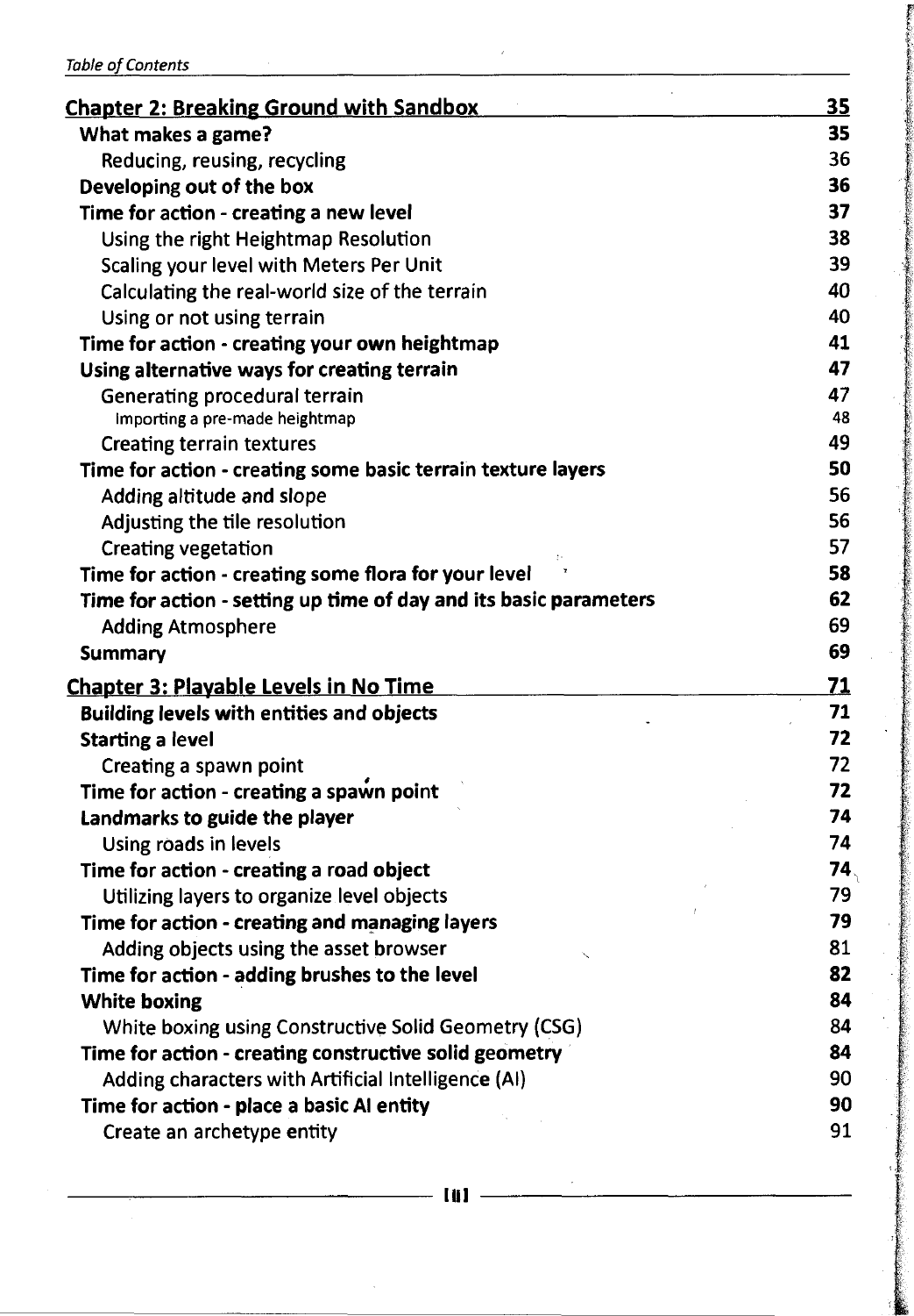| | |
|---|---|
| **Chapter 2: Breaking Ground with Sandbox** | **35** |
| **What makes a game?** | **35** |
| Reducing, reusing, recycling | 36 |
| **Developing out of the box** | **36** |
| **Time for action - creating a new level** | **37** |
| Using the right Heightmap Resolution | 38 |
| Scaling your level with Meters Per Unit | 39 |
| Calculating the real-world size of the terrain | 40 |
| Using or not using terrain | 40 |
| **Time for action - creating your own heightmap** | **41** |
| **Using alternative ways for creating terrain** | **47** |
| Generating procedural terrain | 47 |
| Importing a pre-made heightmap | 48 |
| Creating terrain textures | 49 |
| **Time for action - creating some basic terrain texture layers** | **50** |
| Adding altitude and slope | 56 |
| Adjusting the tile resolution | 56 |
| Creating vegetation | 57 |
| **Time for action - creating some flora for your level** | **58** |
| **Time for action - setting up time of day and its basic parameters** | **62** |
| Adding Atmosphere | 69 |
| **Summary** | **69** |
| **Chapter 3: Playable Levels in No Time** | **71** |
| **Building levels with entities and objects** | **71** |
| **Starting a level** | **72** |
| Creating a spawn point | 72 |
| **Time for action - creating a spawn point** | **72** |
| **Landmarks to guide the player** | **74** |
| Using roads in levels | 74 |
| **Time for action - creating a road object** | **74** |
| Utilizing layers to organize level objects | 79 |
| **Time for action - creating and managing layers** | **79** |
| Adding objects using the asset browser | 81 |
| **Time for action - adding brushes to the level** | **82** |
| **White boxing** | **84** |
| White boxing using Constructive Solid Geometry (CSG) | 84 |
| **Time for action - creating constructive solid geometry** | **84** |
| Adding characters with Artificial Intelligence (AI) | 90 |
| **Time for action - place a basic AI entity** | **90** |
| Create an archetype entity | 91 |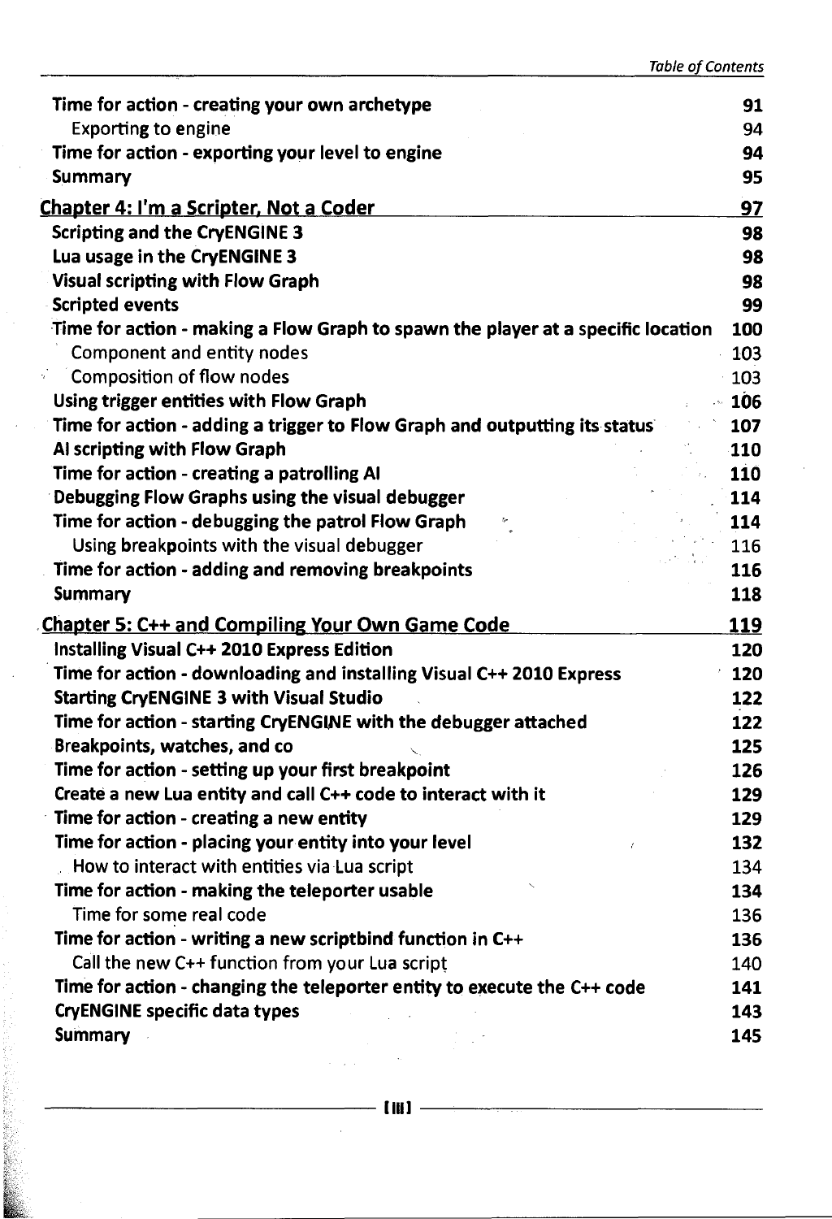| | |
|---|---|
| **Time for action - creating your own archetype** | **91** |
| Exporting to engine | 94 |
| **Time for action - exporting your level to engine** | **94** |
| **Summary** | **95** |
| **Chapter 4: I'm a Scripter, Not a Coder** | **97** |
| **Scripting and the CryENGINE 3** | **98** |
| **Lua usage in the CryENGINE 3** | **98** |
| **Visual scripting with Flow Graph** | **98** |
| **Scripted events** | **99** |
| **Time for action - making a Flow Graph to spawn the player at a specific location** | **100** |
| Component and entity nodes | 103 |
| Composition of flow nodes | 103 |
| **Using trigger entities with Flow Graph** | **106** |
| **Time for action - adding a trigger to Flow Graph and outputting its status** | **107** |
| **AI scripting with Flow Graph** | **110** |
| **Time for action - creating a patrolling AI** | **110** |
| **Debugging Flow Graphs using the visual debugger** | **114** |
| **Time for action - debugging the patrol Flow Graph** | **114** |
| Using breakpoints with the visual debugger | 116 |
| **Time for action - adding and removing breakpoints** | **116** |
| **Summary** | **118** |
| **Chapter 5: C++ and Compiling Your Own Game Code** | **119** |
| **Installing Visual C++ 2010 Express Edition** | **120** |
| **Time for action - downloading and installing Visual C++ 2010 Express** | **120** |
| **Starting CryENGINE 3 with Visual Studio** | **122** |
| **Time for action - starting CryENGINE with the debugger attached** | **122** |
| **Breakpoints, watches, and co** | **125** |
| **Time for action - setting up your first breakpoint** | **126** |
| **Create a new Lua entity and call C++ code to interact with it** | **129** |
| **Time for action - creating a new entity** | **129** |
| **Time for action - placing your entity into your level** | **132** |
| How to interact with entities via Lua script | 134 |
| **Time for action - making the teleporter usable** | **134** |
| Time for some real code | 136 |
| **Time for action - writing a new scriptbind function in C++** | **136** |
| Call the new C++ function from your Lua script | 140 |
| **Time for action - changing the teleporter entity to execute the C++ code** | **141** |
| **CryENGINE specific data types** | **143** |
| **Summary** | **145** |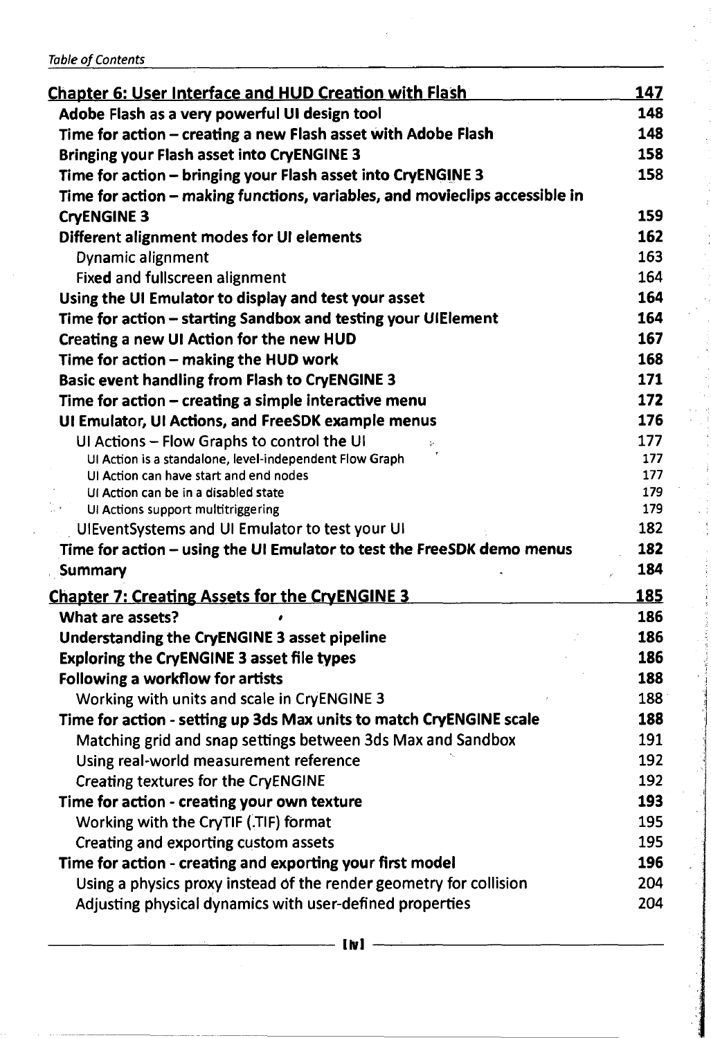| | |
|---|---|
| **Chapter 6: User Interface and HUD Creation with Flash** | **147** |
| **Adobe Flash as a very powerful UI design tool** | **148** |
| **Time for action – creating a new Flash asset with Adobe Flash** | **148** |
| **Bringing your Flash asset into CryENGINE 3** | **158** |
| **Time for action – bringing your Flash asset into CryENGINE 3** | **158** |
| **Time for action – making functions, variables, and movieclips accessible in CryENGINE 3** | **159** |
| **Different alignment modes for UI elements** | **162** |
| Dynamic alignment | 163 |
| Fixed and fullscreen alignment | 164 |
| **Using the UI Emulator to display and test your asset** | **164** |
| **Time for action – starting Sandbox and testing your UIElement** | **164** |
| **Creating a new UI Action for the new HUD** | **167** |
| **Time for action – making the HUD work** | **168** |
| **Basic event handling from Flash to CryENGINE 3** | **171** |
| **Time for action – creating a simple interactive menu** | **172** |
| **UI Emulator, UI Actions, and FreeSDK example menus** | **176** |
| UI Actions – Flow Graphs to control the UI | 177 |
| UI Action is a standalone, level-independent Flow Graph | 177 |
| UI Action can have start and end nodes | 177 |
| UI Action can be in a disabled state | 179 |
| UI Actions support multitriggering | 179 |
| UIEventSystems and UI Emulator to test your UI | 182 |
| **Time for action – using the UI Emulator to test the FreeSDK demo menus** | **182** |
| **Summary** | **184** |
| **Chapter 7: Creating Assets for the CryENGINE 3** | **185** |
| **What are assets?** | **186** |
| **Understanding the CryENGINE 3 asset pipeline** | **186** |
| **Exploring the CryENGINE 3 asset file types** | **186** |
| **Following a workflow for artists** | **188** |
| Working with units and scale in CryENGINE 3 | 188 |
| **Time for action - setting up 3ds Max units to match CryENGINE scale** | **188** |
| Matching grid and snap settings between 3ds Max and Sandbox | 191 |
| Using real-world measurement reference | 192 |
| Creating textures for the CryENGINE | 192 |
| **Time for action - creating your own texture** | **193** |
| Working with the CryTIF (.TIF) format | 195 |
| Creating and exporting custom assets | 195 |
| **Time for action - creating and exporting your first model** | **196** |
| Using a physics proxy instead of the render geometry for collision | 204 |
| Adjusting physical dynamics with user-defined properties | 204 |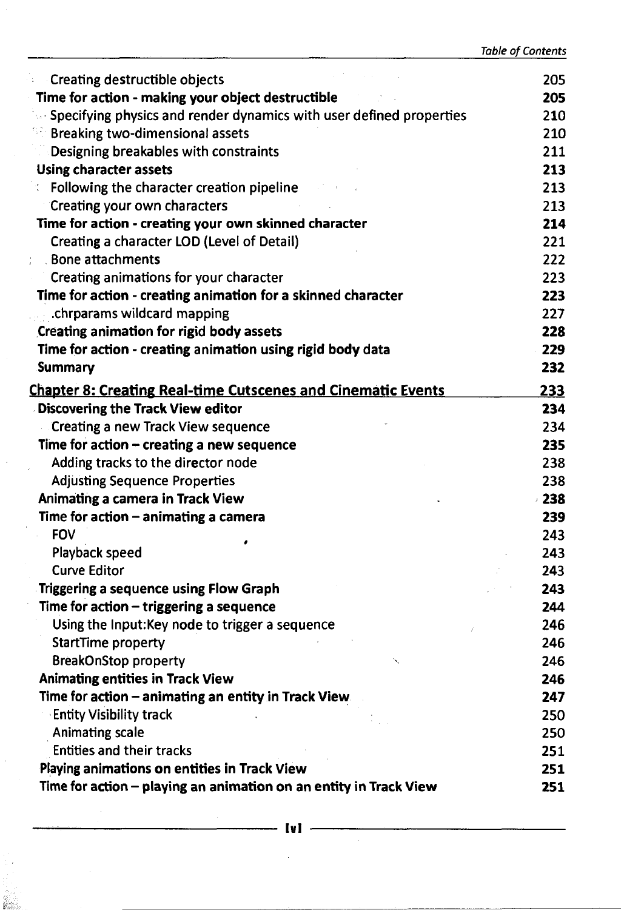Creating destructible objects 205

**Time for action - making your object destructible** **205**

Specifying physics and render dynamics with user defined properties 210

Breaking two-dimensional assets 210

Designing breakables with constraints 211

**Using character assets** **213**

Following the character creation pipeline 213

Creating your own characters 213

**Time for action - creating your own skinned character** **214**

Creating a character LOD (Level of Detail) 221

Bone attachments 222

Creating animations for your character 223

**Time for action - creating animation for a skinned character** **223**

.chrparams wildcard mapping 227

**Creating animation for rigid body assets** **228**

**Time for action - creating animation using rigid body data** **229**

**Summary** **232**

## Chapter 8: Creating Real-time Cutscenes and Cinematic Events 233

**Discovering the Track View editor** **234**

Creating a new Track View sequence 234

**Time for action – creating a new sequence** **235**

Adding tracks to the director node 238

Adjusting Sequence Properties 238

**Animating a camera in Track View** **238**

**Time for action – animating a camera** **239**

FOV 243

Playback speed 243

Curve Editor 243

**Triggering a sequence using Flow Graph** **243**

**Time for action – triggering a sequence** **244**

Using the Input:Key node to trigger a sequence 246

StartTime property 246

BreakOnStop property 246

**Animating entities in Track View** **246**

**Time for action – animating an entity in Track View** **247**

Entity Visibility track 250

Animating scale 250

Entities and their tracks 251

**Playing animations on entities in Track View** **251**

**Time for action – playing an animation on an entity in Track View** **251**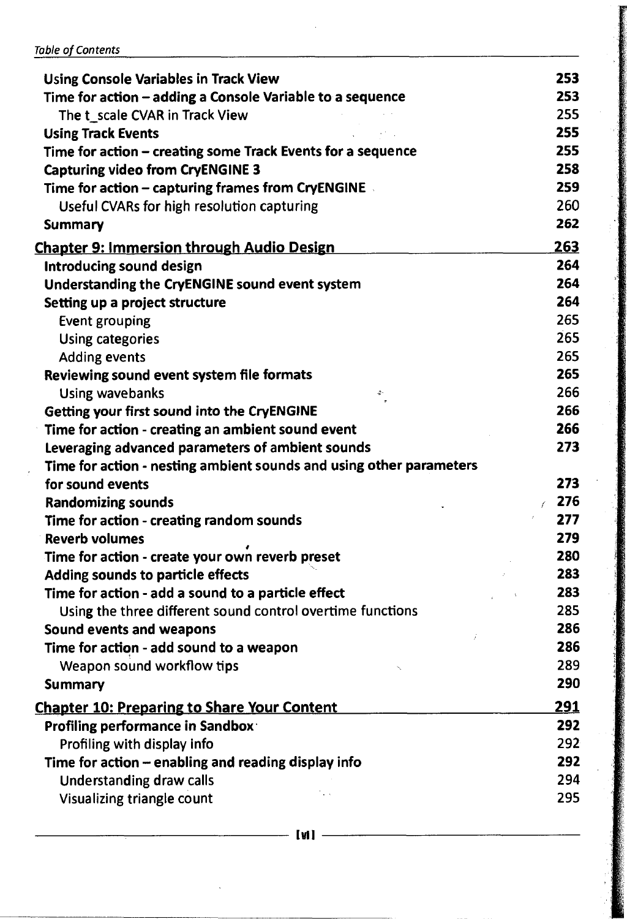**Using Console Variables in Track View** 253
**Time for action – adding a Console Variable to a sequence** 253
The t_scale CVAR in Track View 255
**Using Track Events** 255
**Time for action – creating some Track Events for a sequence** 255
**Capturing video from CryENGINE 3** 258
**Time for action – capturing frames from CryENGINE** 259
Useful CVARs for high resolution capturing 260
**Summary** 262

## Chapter 9: Immersion through Audio Design 263

**Introducing sound design** 264
**Understanding the CryENGINE sound event system** 264
**Setting up a project structure** 264
Event grouping 265
Using categories 265
Adding events 265
**Reviewing sound event system file formats** 265
Using wavebanks 266
**Getting your first sound into the CryENGINE** 266
**Time for action - creating an ambient sound event** 266
**Leveraging advanced parameters of ambient sounds** 273
**Time for action - nesting ambient sounds and using other parameters for sound events** 273
**Randomizing sounds** 276
**Time for action - creating random sounds** 277
**Reverb volumes** 279
**Time for action - create your own reverb preset** 280
**Adding sounds to particle effects** 283
**Time for action - add a sound to a particle effect** 283
Using the three different sound control overtime functions 285
**Sound events and weapons** 286
**Time for action - add sound to a weapon** 286
Weapon sound workflow tips 289
**Summary** 290

## Chapter 10: Preparing to Share Your Content 291

**Profiling performance in Sandbox** 292
Profiling with display info 292
**Time for action – enabling and reading display info** 292
Understanding draw calls 294
Visualizing triangle count 295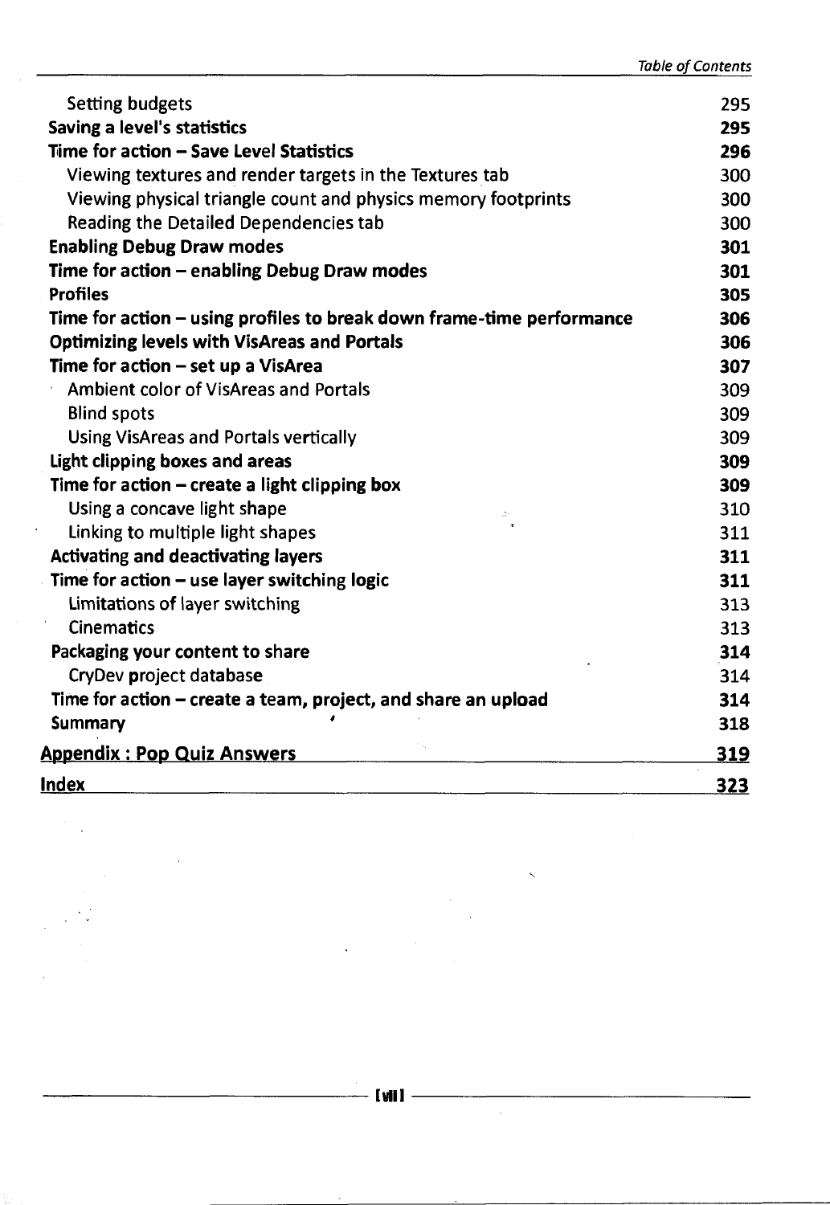Setting budgets 295

**Saving a level's statistics 295**

**Time for action – Save Level Statistics 296**

Viewing textures and render targets in the Textures tab 300

Viewing physical triangle count and physics memory footprints 300

Reading the Detailed Dependencies tab 300

**Enabling Debug Draw modes 301**

**Time for action – enabling Debug Draw modes 301**

**Profiles 305**

**Time for action – using profiles to break down frame-time performance 306**

**Optimizing levels with VisAreas and Portals 306**

**Time for action – set up a VisArea 307**

Ambient color of VisAreas and Portals 309

Blind spots 309

Using VisAreas and Portals vertically 309

**Light clipping boxes and areas 309**

**Time for action – create a light clipping box 309**

Using a concave light shape 310

Linking to multiple light shapes 311

**Activating and deactivating layers 311**

**Time for action – use layer switching logic 311**

Limitations of layer switching 313

Cinematics 313

**Packaging your content to share 314**

CryDev project database 314

**Time for action – create a team, project, and share an upload 314**

**Summary 318**

**Appendix : Pop Quiz Answers 319**

**Index 323**